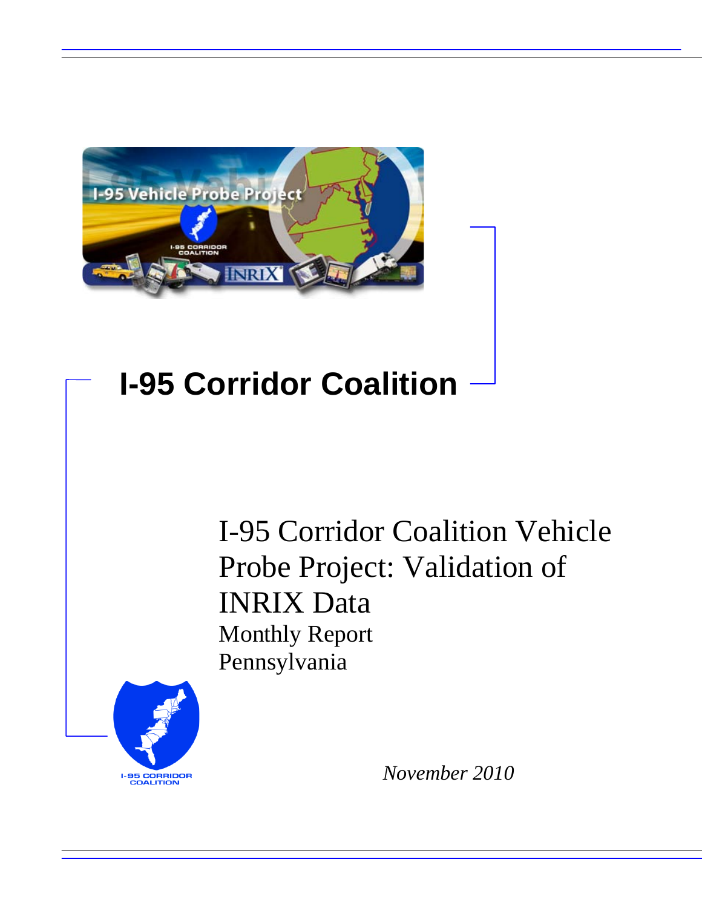# I-95 Corridor Coalition

## I-95 Corridor Coalition Vehicle Probe Project: Validation of INRIX Data

Monthly Report

Pennsylvania

*November 2010*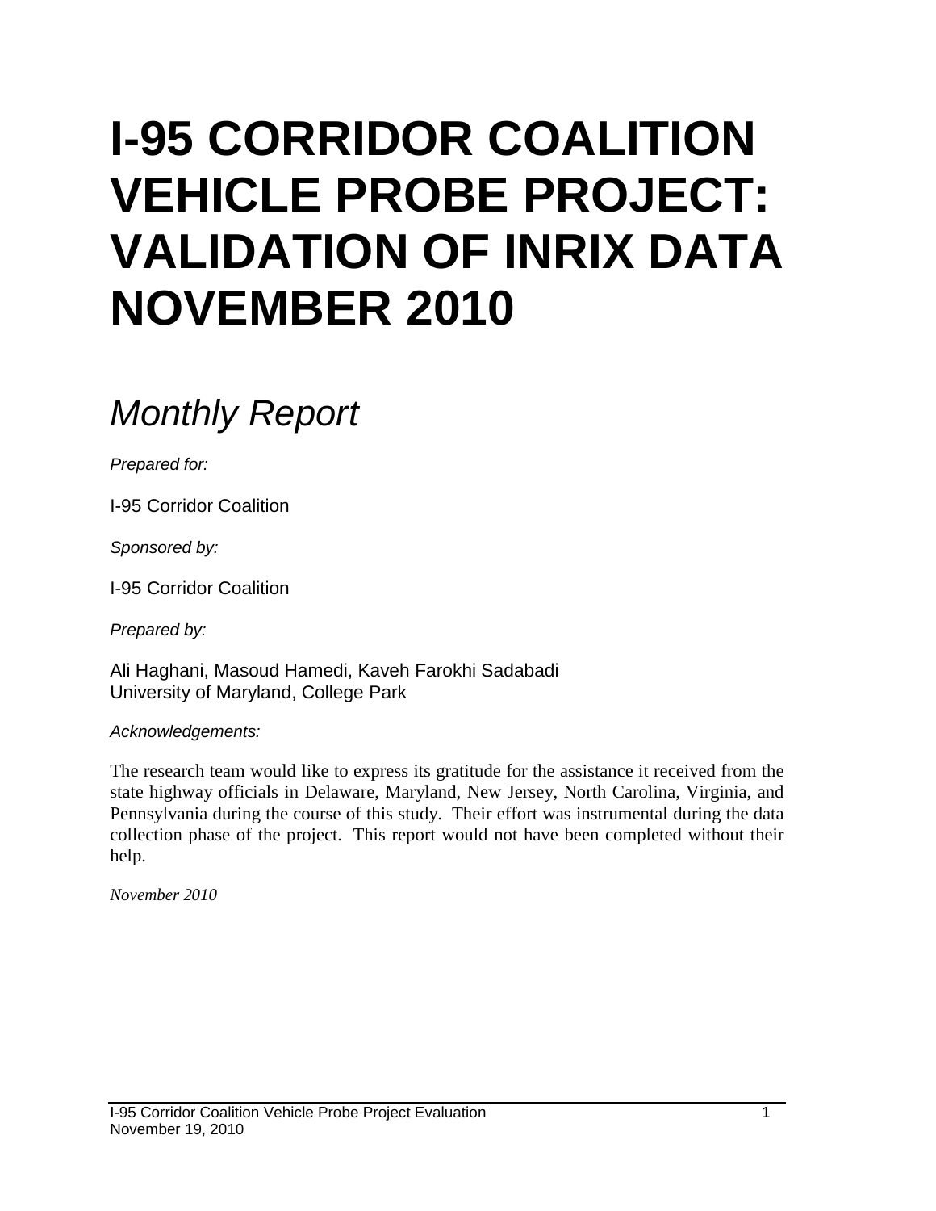# I-95 CORRIDOR COALITION VEHICLE PROBE PROJECT: VALIDATION OF INRIX DATA NOVEMBER 2010

## *Monthly Report*

*Prepared for:*

I-95 Corridor Coalition

*Sponsored by:*

I-95 Corridor Coalition

*Prepared by:*

Ali Haghani, Masoud Hamedi, Kaveh Farokhi Sadabadi
University of Maryland, College Park

*Acknowledgements:*

The research team would like to express its gratitude for the assistance it received from the state highway officials in Delaware, Maryland, New Jersey, North Carolina, Virginia, and Pennsylvania during the course of this study. Their effort was instrumental during the data collection phase of the project. This report would not have been completed without their help.

*November 2010*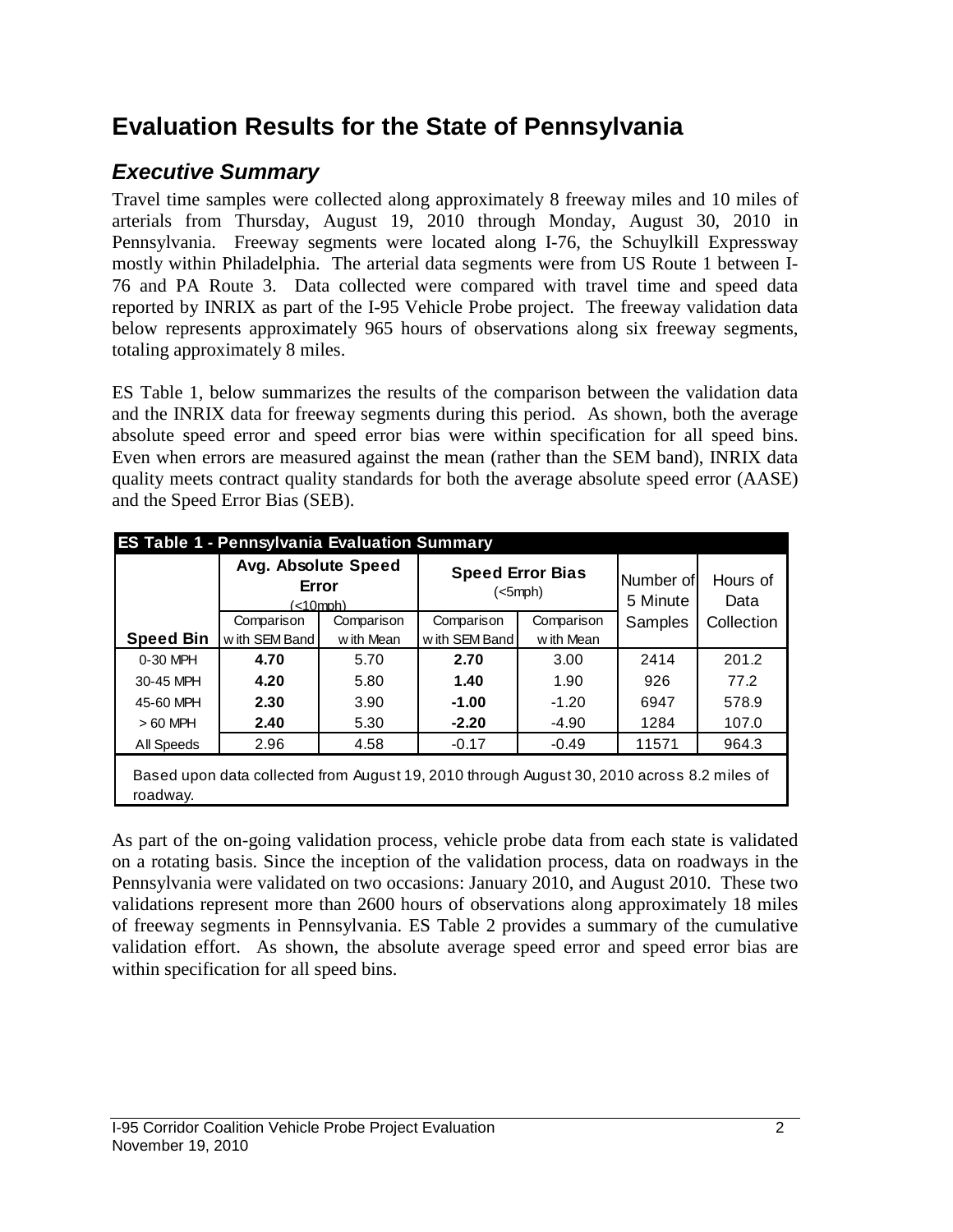# Evaluation Results for the State of Pennsylvania

## *Executive Summary*

Travel time samples were collected along approximately 8 freeway miles and 10 miles of arterials from Thursday, August 19, 2010 through Monday, August 30, 2010 in Pennsylvania. Freeway segments were located along I-76, the Schuylkill Expressway mostly within Philadelphia. The arterial data segments were from US Route 1 between I-76 and PA Route 3. Data collected were compared with travel time and speed data reported by INRIX as part of the I-95 Vehicle Probe project. The freeway validation data below represents approximately 965 hours of observations along six freeway segments, totaling approximately 8 miles.

ES Table 1, below summarizes the results of the comparison between the validation data and the INRIX data for freeway segments during this period. As shown, both the average absolute speed error and speed error bias were within specification for all speed bins. Even when errors are measured against the mean (rather than the SEM band), INRIX data quality meets contract quality standards for both the average absolute speed error (AASE) and the Speed Error Bias (SEB).

**ES Table 1 - Pennsylvania Evaluation Summary**

| | **Avg. Absolute Speed Error** (<10mph) | | **Speed Error Bias** (<5mph) | | Number of 5 Minute Samples | Hours of Data Collection |
|---|---|---|---|---|---|---|
| **Speed Bin** | Comparison with SEM Band | Comparison with Mean | Comparison with SEM Band | Comparison with Mean | | |
| 0-30 MPH | **4.70** | 5.70 | **2.70** | 3.00 | 2414 | 201.2 |
| 30-45 MPH | **4.20** | 5.80 | **1.40** | 1.90 | 926 | 77.2 |
| 45-60 MPH | **2.30** | 3.90 | **-1.00** | -1.20 | 6947 | 578.9 |
| > 60 MPH | **2.40** | 5.30 | **-2.20** | -4.90 | 1284 | 107.0 |
| All Speeds | 2.96 | 4.58 | -0.17 | -0.49 | 11571 | 964.3 |

Based upon data collected from August 19, 2010 through August 30, 2010 across 8.2 miles of roadway.

As part of the on-going validation process, vehicle probe data from each state is validated on a rotating basis. Since the inception of the validation process, data on roadways in the Pennsylvania were validated on two occasions: January 2010, and August 2010. These two validations represent more than 2600 hours of observations along approximately 18 miles of freeway segments in Pennsylvania. ES Table 2 provides a summary of the cumulative validation effort. As shown, the absolute average speed error and speed error bias are within specification for all speed bins.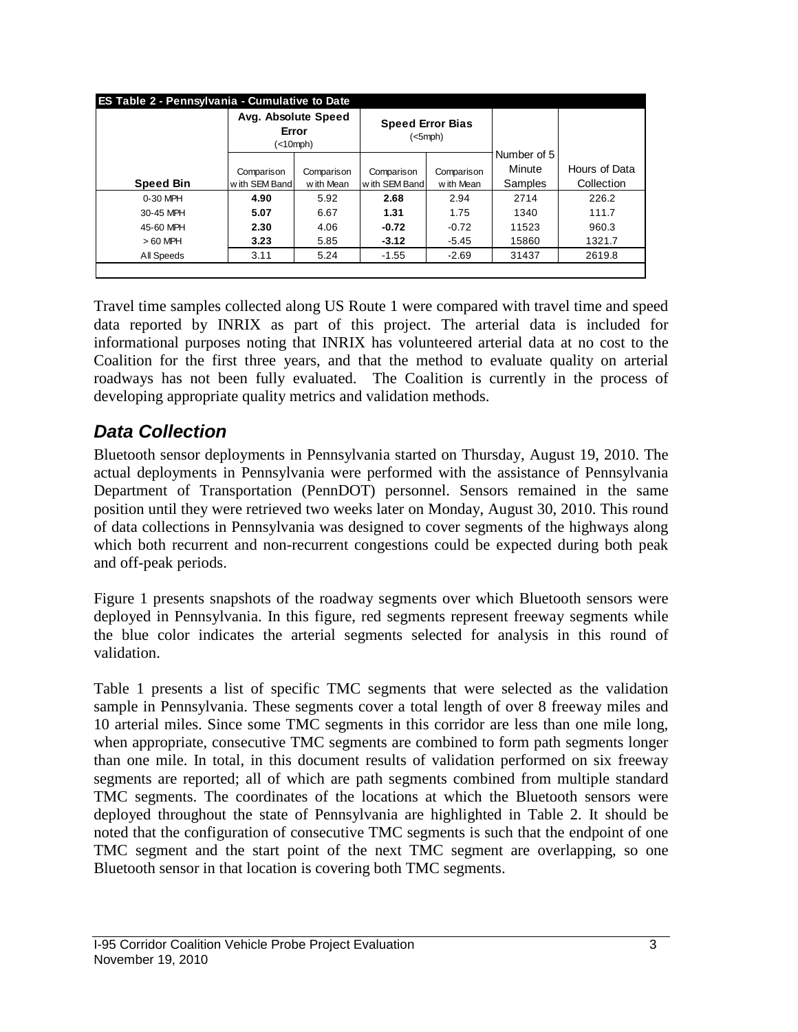| ES Table 2 - Pennsylvania - Cumulative to Date | | | | | | |
|---|---|---|---|---|---|---|
| | Avg. Absolute Speed Error (<10mph) | | Speed Error Bias (<5mph) | | | |
| **Speed Bin** | Comparison with SEM Band | Comparison with Mean | Comparison with SEM Band | Comparison with Mean | Number of 5 Minute Samples | Hours of Data Collection |
| 0-30 MPH | **4.90** | 5.92 | **2.68** | 2.94 | 2714 | 226.2 |
| 30-45 MPH | **5.07** | 6.67 | **1.31** | 1.75 | 1340 | 111.7 |
| 45-60 MPH | **2.30** | 4.06 | **-0.72** | -0.72 | 11523 | 960.3 |
| > 60 MPH | **3.23** | 5.85 | **-3.12** | -5.45 | 15860 | 1321.7 |
| All Speeds | 3.11 | 5.24 | -1.55 | -2.69 | 31437 | 2619.8 |

Travel time samples collected along US Route 1 were compared with travel time and speed data reported by INRIX as part of this project. The arterial data is included for informational purposes noting that INRIX has volunteered arterial data at no cost to the Coalition for the first three years, and that the method to evaluate quality on arterial roadways has not been fully evaluated. The Coalition is currently in the process of developing appropriate quality metrics and validation methods.

## *Data Collection*

Bluetooth sensor deployments in Pennsylvania started on Thursday, August 19, 2010. The actual deployments in Pennsylvania were performed with the assistance of Pennsylvania Department of Transportation (PennDOT) personnel. Sensors remained in the same position until they were retrieved two weeks later on Monday, August 30, 2010. This round of data collections in Pennsylvania was designed to cover segments of the highways along which both recurrent and non-recurrent congestions could be expected during both peak and off-peak periods.

Figure 1 presents snapshots of the roadway segments over which Bluetooth sensors were deployed in Pennsylvania. In this figure, red segments represent freeway segments while the blue color indicates the arterial segments selected for analysis in this round of validation.

Table 1 presents a list of specific TMC segments that were selected as the validation sample in Pennsylvania. These segments cover a total length of over 8 freeway miles and 10 arterial miles. Since some TMC segments in this corridor are less than one mile long, when appropriate, consecutive TMC segments are combined to form path segments longer than one mile. In total, in this document results of validation performed on six freeway segments are reported; all of which are path segments combined from multiple standard TMC segments. The coordinates of the locations at which the Bluetooth sensors were deployed throughout the state of Pennsylvania are highlighted in Table 2. It should be noted that the configuration of consecutive TMC segments is such that the endpoint of one TMC segment and the start point of the next TMC segment are overlapping, so one Bluetooth sensor in that location is covering both TMC segments.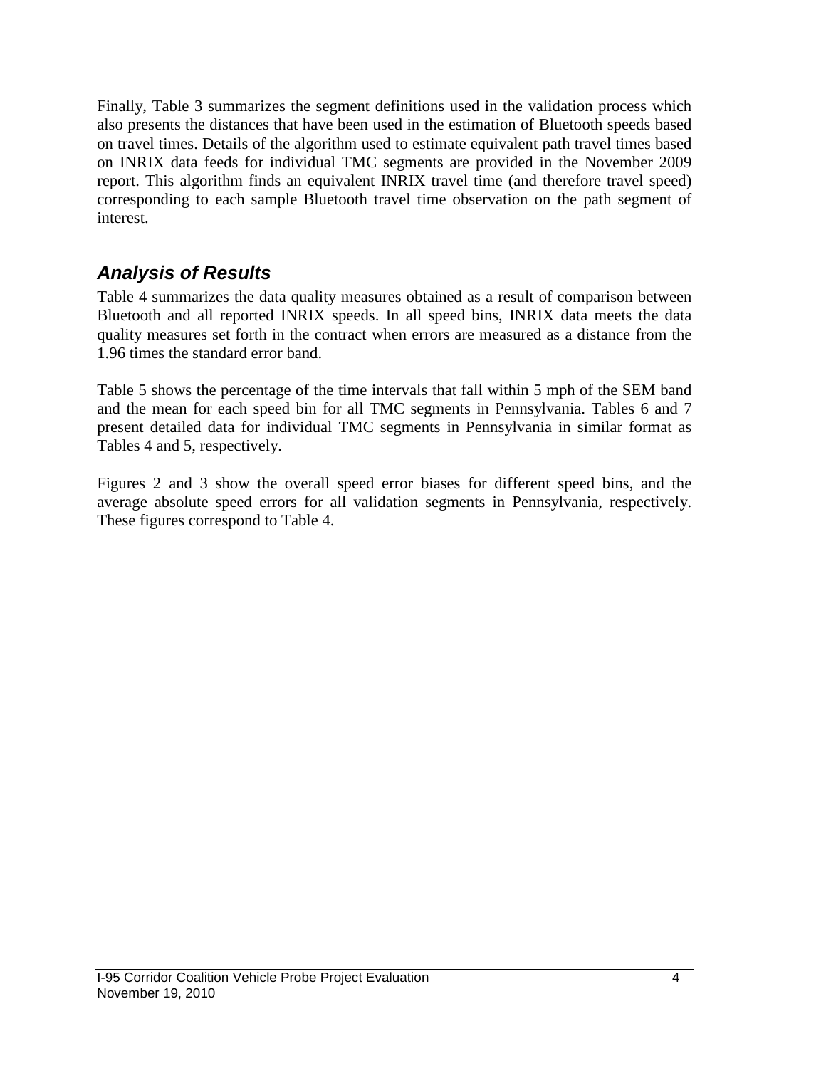Finally, Table 3 summarizes the segment definitions used in the validation process which also presents the distances that have been used in the estimation of Bluetooth speeds based on travel times. Details of the algorithm used to estimate equivalent path travel times based on INRIX data feeds for individual TMC segments are provided in the November 2009 report. This algorithm finds an equivalent INRIX travel time (and therefore travel speed) corresponding to each sample Bluetooth travel time observation on the path segment of interest.

## *Analysis of Results*

Table 4 summarizes the data quality measures obtained as a result of comparison between Bluetooth and all reported INRIX speeds. In all speed bins, INRIX data meets the data quality measures set forth in the contract when errors are measured as a distance from the 1.96 times the standard error band.

Table 5 shows the percentage of the time intervals that fall within 5 mph of the SEM band and the mean for each speed bin for all TMC segments in Pennsylvania. Tables 6 and 7 present detailed data for individual TMC segments in Pennsylvania in similar format as Tables 4 and 5, respectively.

Figures 2 and 3 show the overall speed error biases for different speed bins, and the average absolute speed errors for all validation segments in Pennsylvania, respectively. These figures correspond to Table 4.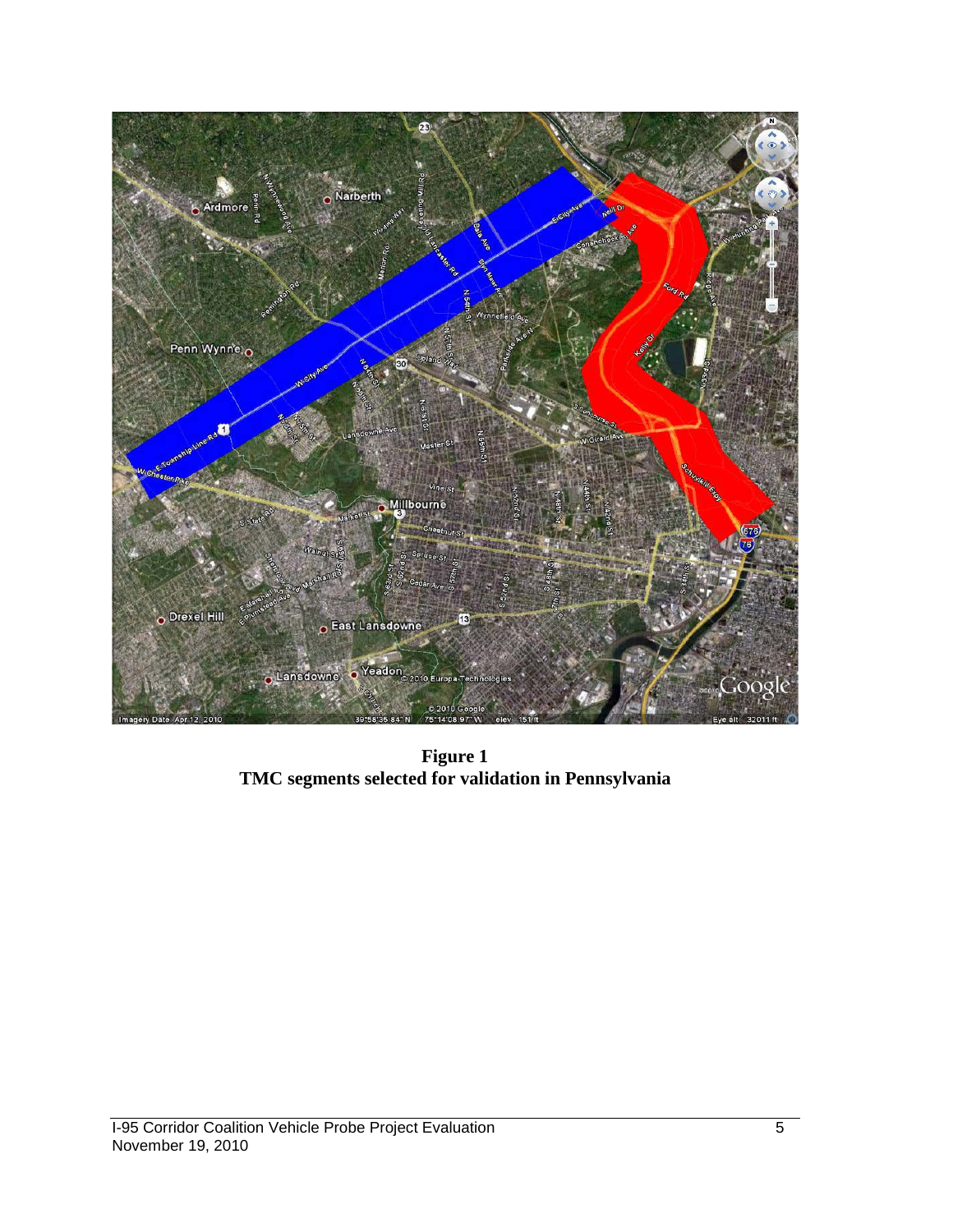**Figure 1**
**TMC segments selected for validation in Pennsylvania**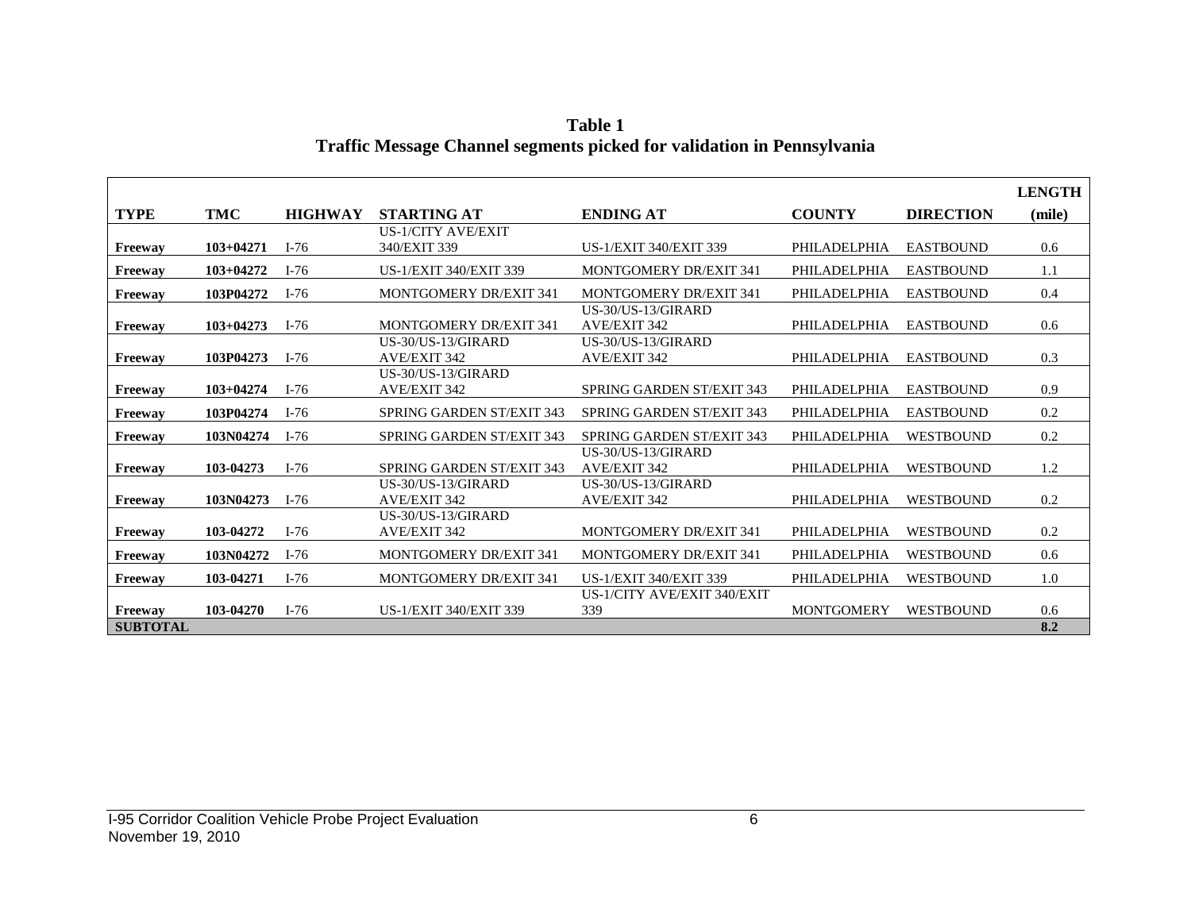**Table 1**
**Traffic Message Channel segments picked for validation in Pennsylvania**

| TYPE | TMC | HIGHWAY | STARTING AT | ENDING AT | COUNTY | DIRECTION | LENGTH (mile) |
|---|---|---|---|---|---|---|---|
| **Freeway** | **103+04271** | I-76 | US-1/CITY AVE/EXIT 340/EXIT 339 | US-1/EXIT 340/EXIT 339 | PHILADELPHIA | EASTBOUND | 0.6 |
| **Freeway** | **103+04272** | I-76 | US-1/EXIT 340/EXIT 339 | MONTGOMERY DR/EXIT 341 | PHILADELPHIA | EASTBOUND | 1.1 |
| **Freeway** | **103P04272** | I-76 | MONTGOMERY DR/EXIT 341 | MONTGOMERY DR/EXIT 341 | PHILADELPHIA | EASTBOUND | 0.4 |
| **Freeway** | **103+04273** | I-76 | MONTGOMERY DR/EXIT 341 | US-30/US-13/GIRARD AVE/EXIT 342 | PHILADELPHIA | EASTBOUND | 0.6 |
| **Freeway** | **103P04273** | I-76 | US-30/US-13/GIRARD AVE/EXIT 342 | US-30/US-13/GIRARD AVE/EXIT 342 | PHILADELPHIA | EASTBOUND | 0.3 |
| **Freeway** | **103+04274** | I-76 | US-30/US-13/GIRARD AVE/EXIT 342 | SPRING GARDEN ST/EXIT 343 | PHILADELPHIA | EASTBOUND | 0.9 |
| **Freeway** | **103P04274** | I-76 | SPRING GARDEN ST/EXIT 343 | SPRING GARDEN ST/EXIT 343 | PHILADELPHIA | EASTBOUND | 0.2 |
| **Freeway** | **103N04274** | I-76 | SPRING GARDEN ST/EXIT 343 | SPRING GARDEN ST/EXIT 343 | PHILADELPHIA | WESTBOUND | 0.2 |
| **Freeway** | **103-04273** | I-76 | SPRING GARDEN ST/EXIT 343 | US-30/US-13/GIRARD AVE/EXIT 342 | PHILADELPHIA | WESTBOUND | 1.2 |
| **Freeway** | **103N04273** | I-76 | US-30/US-13/GIRARD AVE/EXIT 342 | US-30/US-13/GIRARD AVE/EXIT 342 | PHILADELPHIA | WESTBOUND | 0.2 |
| **Freeway** | **103-04272** | I-76 | US-30/US-13/GIRARD AVE/EXIT 342 | MONTGOMERY DR/EXIT 341 | PHILADELPHIA | WESTBOUND | 0.2 |
| **Freeway** | **103N04272** | I-76 | MONTGOMERY DR/EXIT 341 | MONTGOMERY DR/EXIT 341 | PHILADELPHIA | WESTBOUND | 0.6 |
| **Freeway** | **103-04271** | I-76 | MONTGOMERY DR/EXIT 341 | US-1/EXIT 340/EXIT 339 | PHILADELPHIA | WESTBOUND | 1.0 |
| **Freeway** | **103-04270** | I-76 | US-1/EXIT 340/EXIT 339 | US-1/CITY AVE/EXIT 340/EXIT 339 | MONTGOMERY | WESTBOUND | 0.6 |
| **SUBTOTAL** | | | | | | | **8.2** |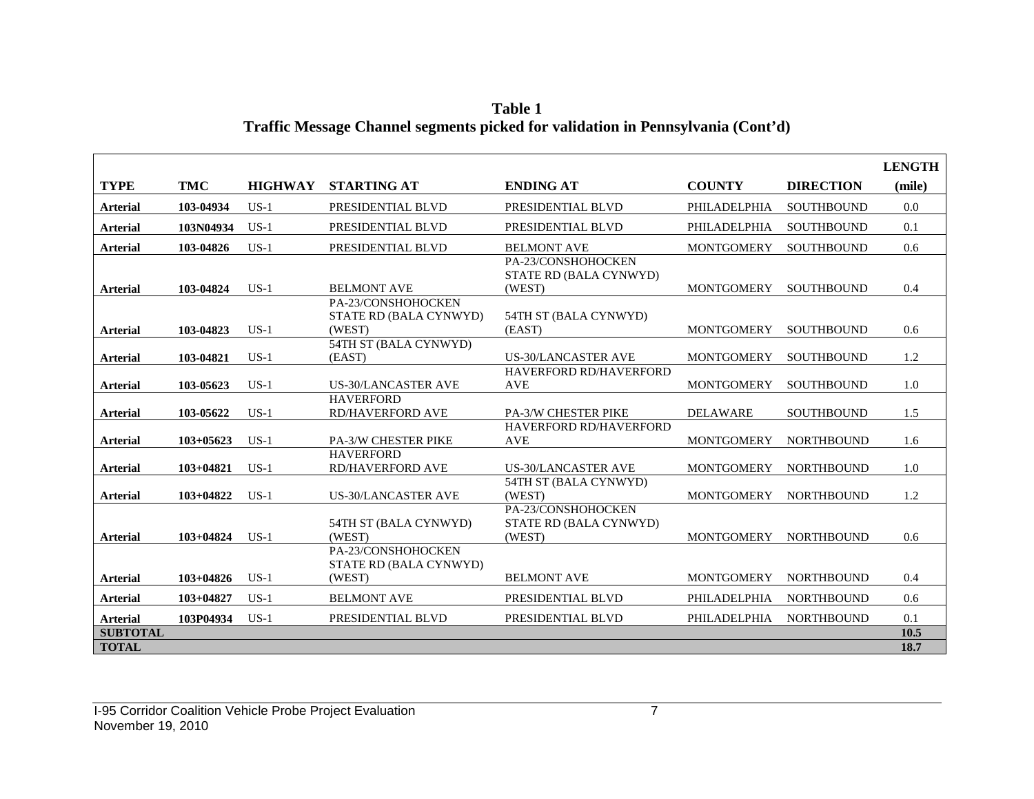**Table 1**
**Traffic Message Channel segments picked for validation in Pennsylvania (Cont'd)**

| TYPE | TMC | HIGHWAY | STARTING AT | ENDING AT | COUNTY | DIRECTION | LENGTH (mile) |
|---|---|---|---|---|---|---|---|
| **Arterial** | **103-04934** | US-1 | PRESIDENTIAL BLVD | PRESIDENTIAL BLVD | PHILADELPHIA | SOUTHBOUND | 0.0 |
| **Arterial** | **103N04934** | US-1 | PRESIDENTIAL BLVD | PRESIDENTIAL BLVD | PHILADELPHIA | SOUTHBOUND | 0.1 |
| **Arterial** | **103-04826** | US-1 | PRESIDENTIAL BLVD | BELMONT AVE | MONTGOMERY | SOUTHBOUND | 0.6 |
| **Arterial** | **103-04824** | US-1 | BELMONT AVE | PA-23/CONSHOHOCKEN STATE RD (BALA CYNWYD) (WEST) | MONTGOMERY | SOUTHBOUND | 0.4 |
| **Arterial** | **103-04823** | US-1 | PA-23/CONSHOHOCKEN STATE RD (BALA CYNWYD) (WEST) | 54TH ST (BALA CYNWYD) (EAST) | MONTGOMERY | SOUTHBOUND | 0.6 |
| **Arterial** | **103-04821** | US-1 | 54TH ST (BALA CYNWYD) (EAST) | US-30/LANCASTER AVE | MONTGOMERY | SOUTHBOUND | 1.2 |
| **Arterial** | **103-05623** | US-1 | US-30/LANCASTER AVE | HAVERFORD RD/HAVERFORD AVE | MONTGOMERY | SOUTHBOUND | 1.0 |
| **Arterial** | **103-05622** | US-1 | HAVERFORD RD/HAVERFORD AVE | PA-3/W CHESTER PIKE | DELAWARE | SOUTHBOUND | 1.5 |
| **Arterial** | **103+05623** | US-1 | PA-3/W CHESTER PIKE | HAVERFORD RD/HAVERFORD AVE | MONTGOMERY | NORTHBOUND | 1.6 |
| **Arterial** | **103+04821** | US-1 | HAVERFORD RD/HAVERFORD AVE | US-30/LANCASTER AVE | MONTGOMERY | NORTHBOUND | 1.0 |
| **Arterial** | **103+04822** | US-1 | US-30/LANCASTER AVE | 54TH ST (BALA CYNWYD) (WEST) | MONTGOMERY | NORTHBOUND | 1.2 |
| **Arterial** | **103+04824** | US-1 | 54TH ST (BALA CYNWYD) (WEST) | PA-23/CONSHOHOCKEN STATE RD (BALA CYNWYD) (WEST) | MONTGOMERY | NORTHBOUND | 0.6 |
| **Arterial** | **103+04826** | US-1 | PA-23/CONSHOHOCKEN STATE RD (BALA CYNWYD) (WEST) | BELMONT AVE | MONTGOMERY | NORTHBOUND | 0.4 |
| **Arterial** | **103+04827** | US-1 | BELMONT AVE | PRESIDENTIAL BLVD | PHILADELPHIA | NORTHBOUND | 0.6 |
| **Arterial** | **103P04934** | US-1 | PRESIDENTIAL BLVD | PRESIDENTIAL BLVD | PHILADELPHIA | NORTHBOUND | 0.1 |
| **SUBTOTAL** | | | | | | | **10.5** |
| **TOTAL** | | | | | | | **18.7** |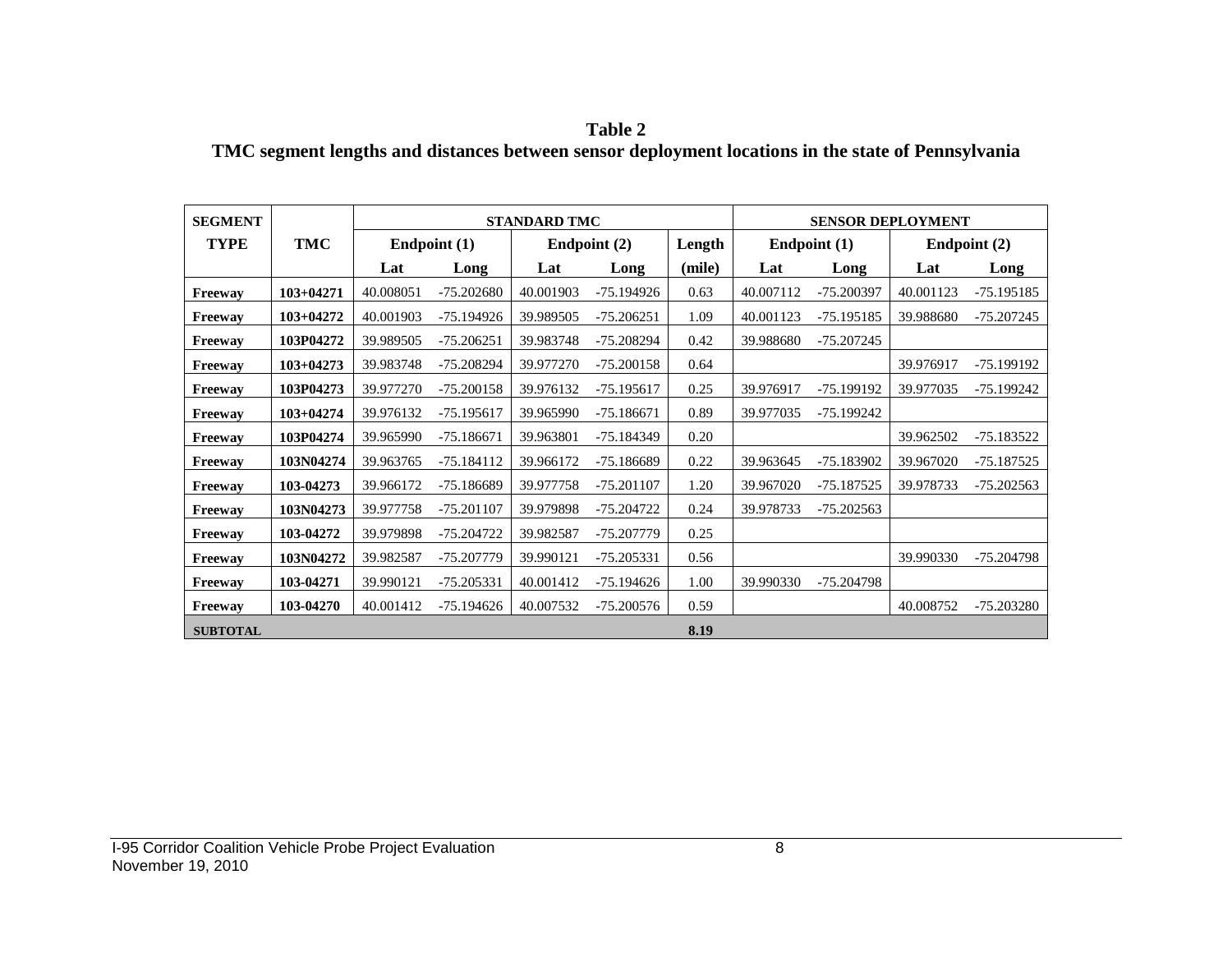**Table 2**
**TMC segment lengths and distances between sensor deployment locations in the state of Pennsylvania**

| SEGMENT TYPE | TMC | STANDARD TMC | | | | | SENSOR DEPLOYMENT | | | |
|---|---|---|---|---|---|---|---|---|---|---|
| | | Endpoint (1) | | Endpoint (2) | | Length | Endpoint (1) | | Endpoint (2) | |
| | | Lat | Long | Lat | Long | (mile) | Lat | Long | Lat | Long |
| Freeway | 103+04271 | 40.008051 | -75.202680 | 40.001903 | -75.194926 | 0.63 | 40.007112 | -75.200397 | 40.001123 | -75.195185 |
| Freeway | 103+04272 | 40.001903 | -75.194926 | 39.989505 | -75.206251 | 1.09 | 40.001123 | -75.195185 | 39.988680 | -75.207245 |
| Freeway | 103P04272 | 39.989505 | -75.206251 | 39.983748 | -75.208294 | 0.42 | 39.988680 | -75.207245 | | |
| Freeway | 103+04273 | 39.983748 | -75.208294 | 39.977270 | -75.200158 | 0.64 | | | 39.976917 | -75.199192 |
| Freeway | 103P04273 | 39.977270 | -75.200158 | 39.976132 | -75.195617 | 0.25 | 39.976917 | -75.199192 | 39.977035 | -75.199242 |
| Freeway | 103+04274 | 39.976132 | -75.195617 | 39.965990 | -75.186671 | 0.89 | 39.977035 | -75.199242 | | |
| Freeway | 103P04274 | 39.965990 | -75.186671 | 39.963801 | -75.184349 | 0.20 | | | 39.962502 | -75.183522 |
| Freeway | 103N04274 | 39.963765 | -75.184112 | 39.966172 | -75.186689 | 0.22 | 39.963645 | -75.183902 | 39.967020 | -75.187525 |
| Freeway | 103-04273 | 39.966172 | -75.186689 | 39.977758 | -75.201107 | 1.20 | 39.967020 | -75.187525 | 39.978733 | -75.202563 |
| Freeway | 103N04273 | 39.977758 | -75.201107 | 39.979898 | -75.204722 | 0.24 | 39.978733 | -75.202563 | | |
| Freeway | 103-04272 | 39.979898 | -75.204722 | 39.982587 | -75.207779 | 0.25 | | | | |
| Freeway | 103N04272 | 39.982587 | -75.207779 | 39.990121 | -75.205331 | 0.56 | | | 39.990330 | -75.204798 |
| Freeway | 103-04271 | 39.990121 | -75.205331 | 40.001412 | -75.194626 | 1.00 | 39.990330 | -75.204798 | | |
| Freeway | 103-04270 | 40.001412 | -75.194626 | 40.007532 | -75.200576 | 0.59 | | | 40.008752 | -75.203280 |
| SUBTOTAL | | | | | | 8.19 | | | | |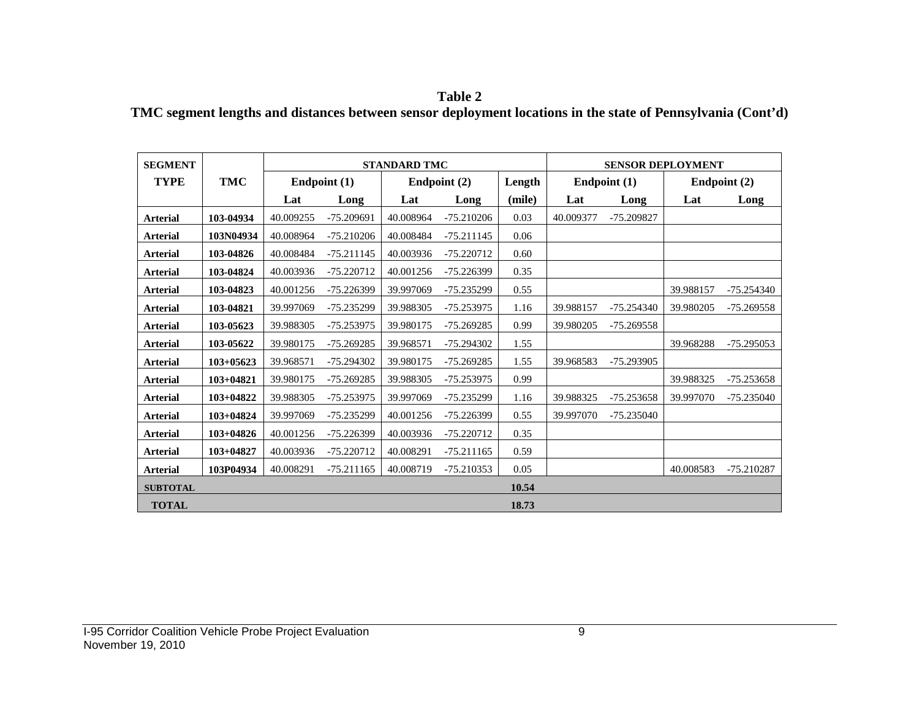**Table 2**
**TMC segment lengths and distances between sensor deployment locations in the state of Pennsylvania (Cont'd)**

| SEGMENT TYPE | TMC | STANDARD TMC | | | | | SENSOR DEPLOYMENT | | | |
|---|---|---|---|---|---|---|---|---|---|---|
| | | Endpoint (1) | | Endpoint (2) | | Length | Endpoint (1) | | Endpoint (2) | |
| | | Lat | Long | Lat | Long | (mile) | Lat | Long | Lat | Long |
| **Arterial** | **103-04934** | 40.009255 | -75.209691 | 40.008964 | -75.210206 | 0.03 | 40.009377 | -75.209827 | | |
| **Arterial** | **103N04934** | 40.008964 | -75.210206 | 40.008484 | -75.211145 | 0.06 | | | | |
| **Arterial** | **103-04826** | 40.008484 | -75.211145 | 40.003936 | -75.220712 | 0.60 | | | | |
| **Arterial** | **103-04824** | 40.003936 | -75.220712 | 40.001256 | -75.226399 | 0.35 | | | | |
| **Arterial** | **103-04823** | 40.001256 | -75.226399 | 39.997069 | -75.235299 | 0.55 | | | 39.988157 | -75.254340 |
| **Arterial** | **103-04821** | 39.997069 | -75.235299 | 39.988305 | -75.253975 | 1.16 | 39.988157 | -75.254340 | 39.980205 | -75.269558 |
| **Arterial** | **103-05623** | 39.988305 | -75.253975 | 39.980175 | -75.269285 | 0.99 | 39.980205 | -75.269558 | | |
| **Arterial** | **103-05622** | 39.980175 | -75.269285 | 39.968571 | -75.294302 | 1.55 | | | 39.968288 | -75.295053 |
| **Arterial** | **103+05623** | 39.968571 | -75.294302 | 39.980175 | -75.269285 | 1.55 | 39.968583 | -75.293905 | | |
| **Arterial** | **103+04821** | 39.980175 | -75.269285 | 39.988305 | -75.253975 | 0.99 | | | 39.988325 | -75.253658 |
| **Arterial** | **103+04822** | 39.988305 | -75.253975 | 39.997069 | -75.235299 | 1.16 | 39.988325 | -75.253658 | 39.997070 | -75.235040 |
| **Arterial** | **103+04824** | 39.997069 | -75.235299 | 40.001256 | -75.226399 | 0.55 | 39.997070 | -75.235040 | | |
| **Arterial** | **103+04826** | 40.001256 | -75.226399 | 40.003936 | -75.220712 | 0.35 | | | | |
| **Arterial** | **103+04827** | 40.003936 | -75.220712 | 40.008291 | -75.211165 | 0.59 | | | | |
| **Arterial** | **103P04934** | 40.008291 | -75.211165 | 40.008719 | -75.210353 | 0.05 | | | 40.008583 | -75.210287 |
| **SUBTOTAL** | | | | | | **10.54** | | | | |
| **TOTAL** | | | | | | **18.73** | | | | |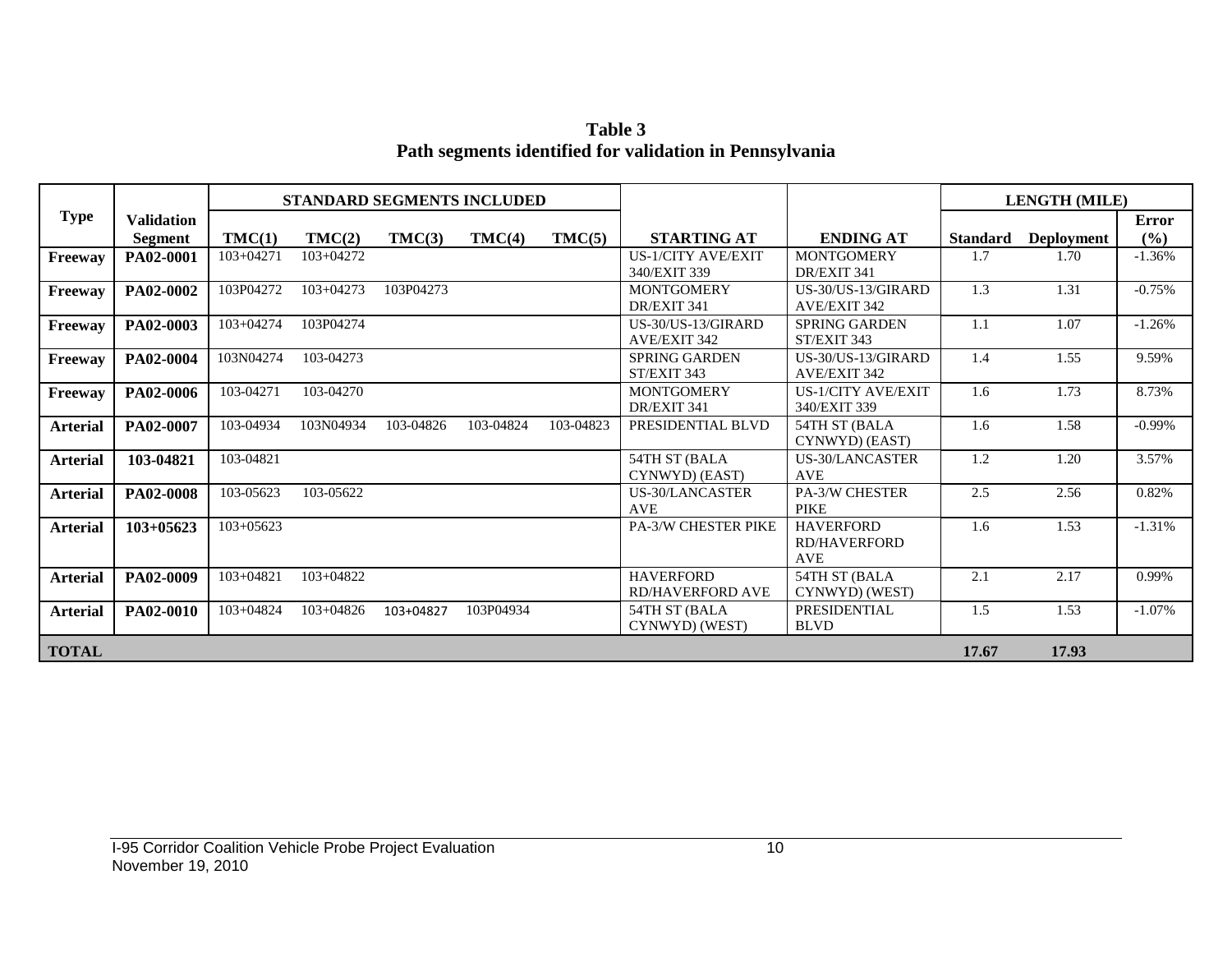**Table 3**
**Path segments identified for validation in Pennsylvania**

| Type | Validation Segment | STANDARD SEGMENTS INCLUDED | | | | | STARTING AT | ENDING AT | LENGTH (MILE) | | |
|---|---|---|---|---|---|---|---|---|---|---|---|
| | | TMC(1) | TMC(2) | TMC(3) | TMC(4) | TMC(5) | | | Standard | Deployment | Error (%) |
| **Freeway** | **PA02-0001** | 103+04271 | 103+04272 | | | | US-1/CITY AVE/EXIT 340/EXIT 339 | MONTGOMERY DR/EXIT 341 | 1.7 | 1.70 | -1.36% |
| **Freeway** | **PA02-0002** | 103P04272 | 103+04273 | 103P04273 | | | MONTGOMERY DR/EXIT 341 | US-30/US-13/GIRARD AVE/EXIT 342 | 1.3 | 1.31 | -0.75% |
| **Freeway** | **PA02-0003** | 103+04274 | 103P04274 | | | | US-30/US-13/GIRARD AVE/EXIT 342 | SPRING GARDEN ST/EXIT 343 | 1.1 | 1.07 | -1.26% |
| **Freeway** | **PA02-0004** | 103N04274 | 103-04273 | | | | SPRING GARDEN ST/EXIT 343 | US-30/US-13/GIRARD AVE/EXIT 342 | 1.4 | 1.55 | 9.59% |
| **Freeway** | **PA02-0006** | 103-04271 | 103-04270 | | | | MONTGOMERY DR/EXIT 341 | US-1/CITY AVE/EXIT 340/EXIT 339 | 1.6 | 1.73 | 8.73% |
| **Arterial** | **PA02-0007** | 103-04934 | 103N04934 | 103-04826 | 103-04824 | 103-04823 | PRESIDENTIAL BLVD | 54TH ST (BALA CYNWYD) (EAST) | 1.6 | 1.58 | -0.99% |
| **Arterial** | **103-04821** | 103-04821 | | | | | 54TH ST (BALA CYNWYD) (EAST) | US-30/LANCASTER AVE | 1.2 | 1.20 | 3.57% |
| **Arterial** | **PA02-0008** | 103-05623 | 103-05622 | | | | US-30/LANCASTER AVE | PA-3/W CHESTER PIKE | 2.5 | 2.56 | 0.82% |
| **Arterial** | **103+05623** | 103+05623 | | | | | PA-3/W CHESTER PIKE | HAVERFORD RD/HAVERFORD AVE | 1.6 | 1.53 | -1.31% |
| **Arterial** | **PA02-0009** | 103+04821 | 103+04822 | | | | HAVERFORD RD/HAVERFORD AVE | 54TH ST (BALA CYNWYD) (WEST) | 2.1 | 2.17 | 0.99% |
| **Arterial** | **PA02-0010** | 103+04824 | 103+04826 | 103+04827 | 103P04934 | | 54TH ST (BALA CYNWYD) (WEST) | PRESIDENTIAL BLVD | 1.5 | 1.53 | -1.07% |
| **TOTAL** | | | | | | | | | **17.67** | **17.93** | |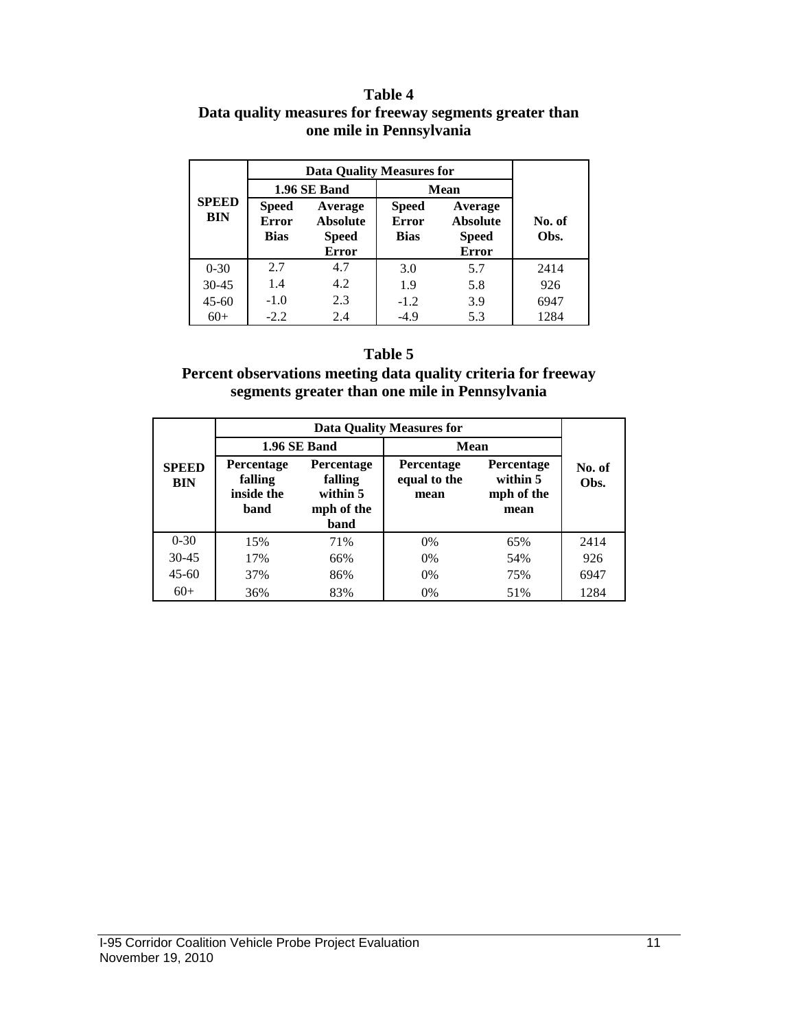**Table 4**
**Data quality measures for freeway segments greater than one mile in Pennsylvania**

| SPEED BIN | Data Quality Measures for | | | | No. of Obs. |
|---|---|---|---|---|---|
| | 1.96 SE Band | | Mean | | |
| | Speed Error Bias | Average Absolute Speed Error | Speed Error Bias | Average Absolute Speed Error | |
| 0-30 | 2.7 | 4.7 | 3.0 | 5.7 | 2414 |
| 30-45 | 1.4 | 4.2 | 1.9 | 5.8 | 926 |
| 45-60 | -1.0 | 2.3 | -1.2 | 3.9 | 6947 |
| 60+ | -2.2 | 2.4 | -4.9 | 5.3 | 1284 |

**Table 5**
**Percent observations meeting data quality criteria for freeway segments greater than one mile in Pennsylvania**

| SPEED BIN | Data Quality Measures for | | | | No. of Obs. |
|---|---|---|---|---|---|
| | 1.96 SE Band | | Mean | | |
| | Percentage falling inside the band | Percentage falling within 5 mph of the band | Percentage equal to the mean | Percentage within 5 mph of the mean | |
| 0-30 | 15% | 71% | 0% | 65% | 2414 |
| 30-45 | 17% | 66% | 0% | 54% | 926 |
| 45-60 | 37% | 86% | 0% | 75% | 6947 |
| 60+ | 36% | 83% | 0% | 51% | 1284 |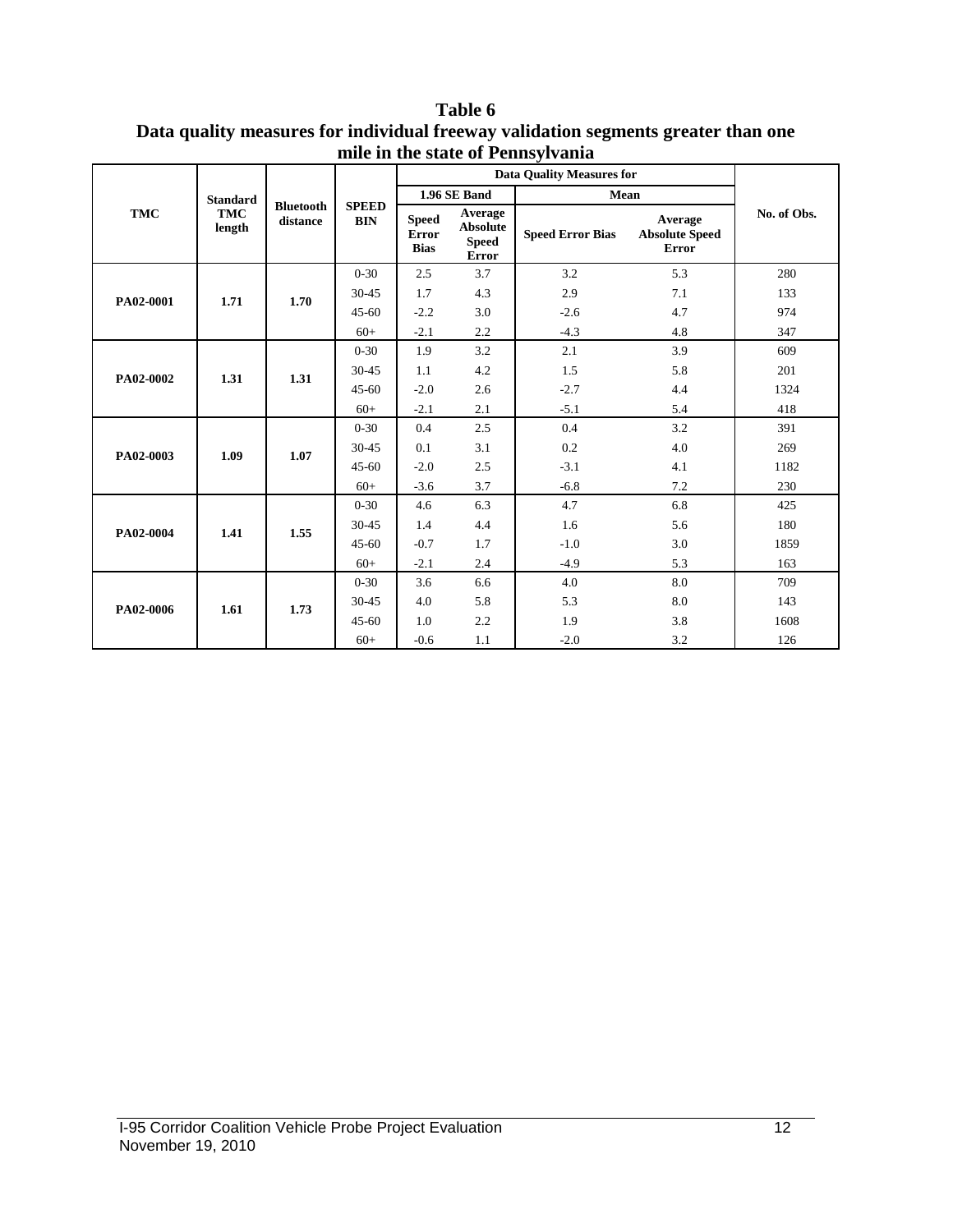**Table 6**
**Data quality measures for individual freeway validation segments greater than one mile in the state of Pennsylvania**

| TMC | Standard TMC length | Bluetooth distance | SPEED BIN | Data Quality Measures for | | | | No. of Obs. |
|---|---|---|---|---|---|---|---|---|
| | | | | 1.96 SE Band | | Mean | | |
| | | | | Speed Error Bias | Average Absolute Speed Error | Speed Error Bias | Average Absolute Speed Error | |
| PA02-0001 | 1.71 | 1.70 | 0-30 | 2.5 | 3.7 | 3.2 | 5.3 | 280 |
| | | | 30-45 | 1.7 | 4.3 | 2.9 | 7.1 | 133 |
| | | | 45-60 | -2.2 | 3.0 | -2.6 | 4.7 | 974 |
| | | | 60+ | -2.1 | 2.2 | -4.3 | 4.8 | 347 |
| PA02-0002 | 1.31 | 1.31 | 0-30 | 1.9 | 3.2 | 2.1 | 3.9 | 609 |
| | | | 30-45 | 1.1 | 4.2 | 1.5 | 5.8 | 201 |
| | | | 45-60 | -2.0 | 2.6 | -2.7 | 4.4 | 1324 |
| | | | 60+ | -2.1 | 2.1 | -5.1 | 5.4 | 418 |
| PA02-0003 | 1.09 | 1.07 | 0-30 | 0.4 | 2.5 | 0.4 | 3.2 | 391 |
| | | | 30-45 | 0.1 | 3.1 | 0.2 | 4.0 | 269 |
| | | | 45-60 | -2.0 | 2.5 | -3.1 | 4.1 | 1182 |
| | | | 60+ | -3.6 | 3.7 | -6.8 | 7.2 | 230 |
| PA02-0004 | 1.41 | 1.55 | 0-30 | 4.6 | 6.3 | 4.7 | 6.8 | 425 |
| | | | 30-45 | 1.4 | 4.4 | 1.6 | 5.6 | 180 |
| | | | 45-60 | -0.7 | 1.7 | -1.0 | 3.0 | 1859 |
| | | | 60+ | -2.1 | 2.4 | -4.9 | 5.3 | 163 |
| PA02-0006 | 1.61 | 1.73 | 0-30 | 3.6 | 6.6 | 4.0 | 8.0 | 709 |
| | | | 30-45 | 4.0 | 5.8 | 5.3 | 8.0 | 143 |
| | | | 45-60 | 1.0 | 2.2 | 1.9 | 3.8 | 1608 |
| | | | 60+ | -0.6 | 1.1 | -2.0 | 3.2 | 126 |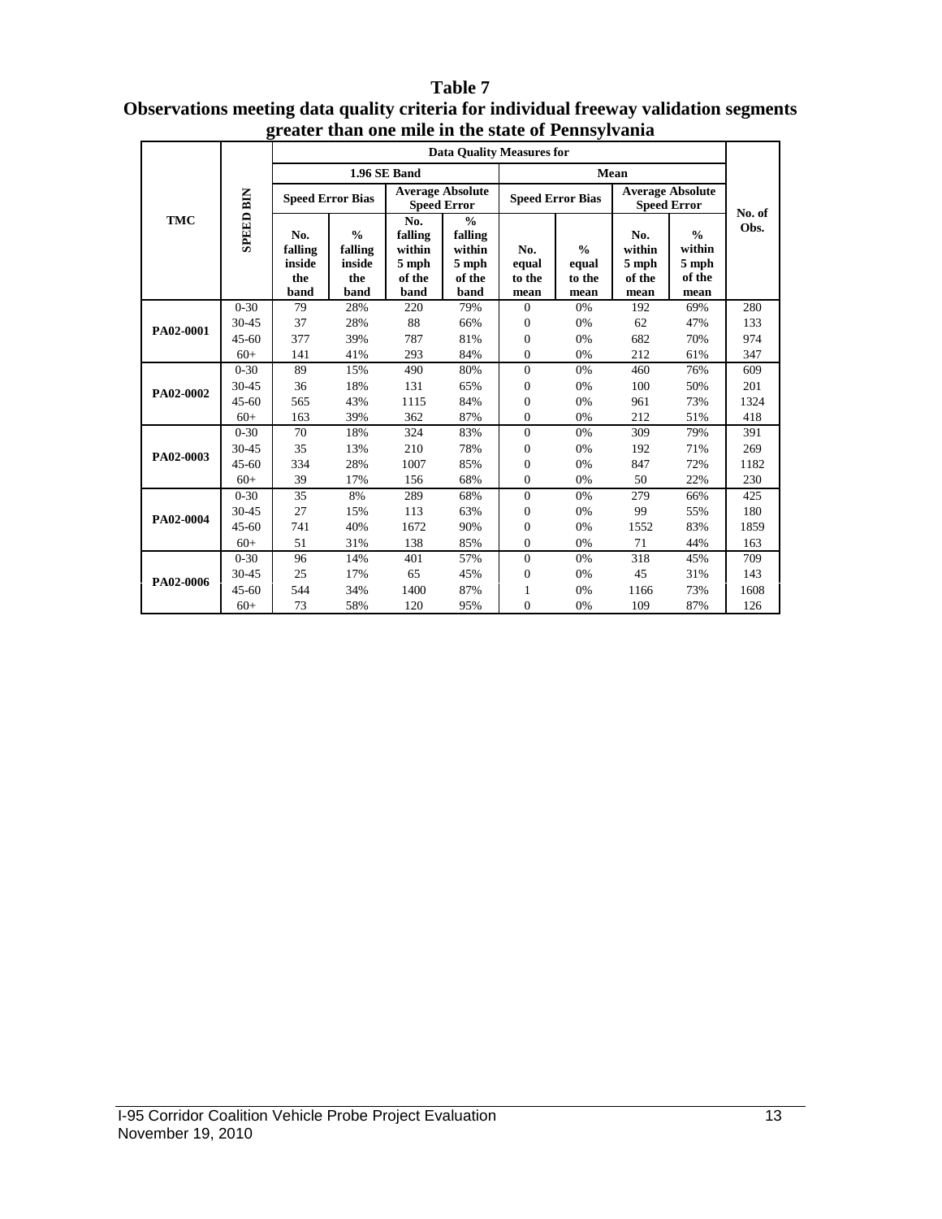**Table 7**

**Observations meeting data quality criteria for individual freeway validation segments greater than one mile in the state of Pennsylvania**

| TMC | SPEED BIN | Data Quality Measures for | | | | | | | | No. of Obs. |
|---|---|---|---|---|---|---|---|---|---|---|
| | | 1.96 SE Band | | | | Mean | | | | |
| | | Speed Error Bias | | Average Absolute Speed Error | | Speed Error Bias | | Average Absolute Speed Error | | |
| | | No. falling inside the band | % falling inside the band | No. falling within 5 mph of the band | % falling within 5 mph of the band | No. equal to the mean | % equal to the mean | No. within 5 mph of the mean | % within 5 mph of the mean | |
| PA02-0001 | 0-30 | 79 | 28% | 220 | 79% | 0 | 0% | 192 | 69% | 280 |
| | 30-45 | 37 | 28% | 88 | 66% | 0 | 0% | 62 | 47% | 133 |
| | 45-60 | 377 | 39% | 787 | 81% | 0 | 0% | 682 | 70% | 974 |
| | 60+ | 141 | 41% | 293 | 84% | 0 | 0% | 212 | 61% | 347 |
| PA02-0002 | 0-30 | 89 | 15% | 490 | 80% | 0 | 0% | 460 | 76% | 609 |
| | 30-45 | 36 | 18% | 131 | 65% | 0 | 0% | 100 | 50% | 201 |
| | 45-60 | 565 | 43% | 1115 | 84% | 0 | 0% | 961 | 73% | 1324 |
| | 60+ | 163 | 39% | 362 | 87% | 0 | 0% | 212 | 51% | 418 |
| PA02-0003 | 0-30 | 70 | 18% | 324 | 83% | 0 | 0% | 309 | 79% | 391 |
| | 30-45 | 35 | 13% | 210 | 78% | 0 | 0% | 192 | 71% | 269 |
| | 45-60 | 334 | 28% | 1007 | 85% | 0 | 0% | 847 | 72% | 1182 |
| | 60+ | 39 | 17% | 156 | 68% | 0 | 0% | 50 | 22% | 230 |
| PA02-0004 | 0-30 | 35 | 8% | 289 | 68% | 0 | 0% | 279 | 66% | 425 |
| | 30-45 | 27 | 15% | 113 | 63% | 0 | 0% | 99 | 55% | 180 |
| | 45-60 | 741 | 40% | 1672 | 90% | 0 | 0% | 1552 | 83% | 1859 |
| | 60+ | 51 | 31% | 138 | 85% | 0 | 0% | 71 | 44% | 163 |
| PA02-0006 | 0-30 | 96 | 14% | 401 | 57% | 0 | 0% | 318 | 45% | 709 |
| | 30-45 | 25 | 17% | 65 | 45% | 0 | 0% | 45 | 31% | 143 |
| | 45-60 | 544 | 34% | 1400 | 87% | 1 | 0% | 1166 | 73% | 1608 |
| | 60+ | 73 | 58% | 120 | 95% | 0 | 0% | 109 | 87% | 126 |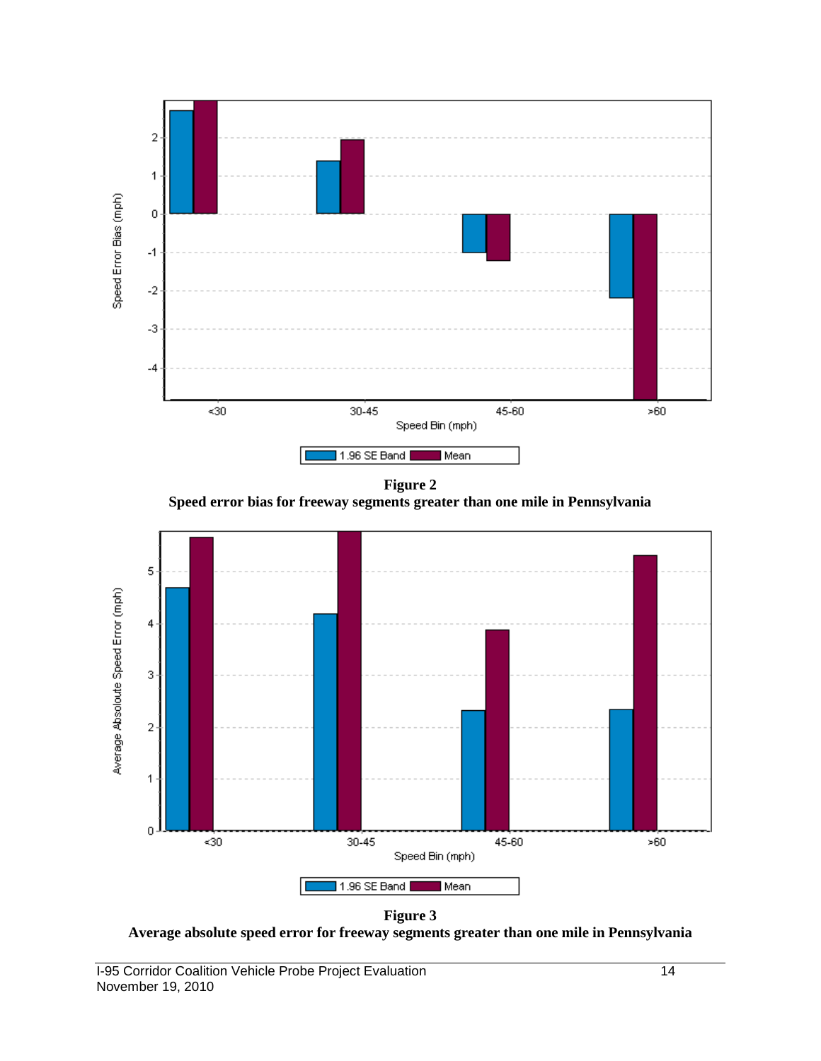**Figure 2**
**Speed error bias for freeway segments greater than one mile in Pennsylvania**

**Figure 3**
**Average absolute speed error for freeway segments greater than one mile in Pennsylvania**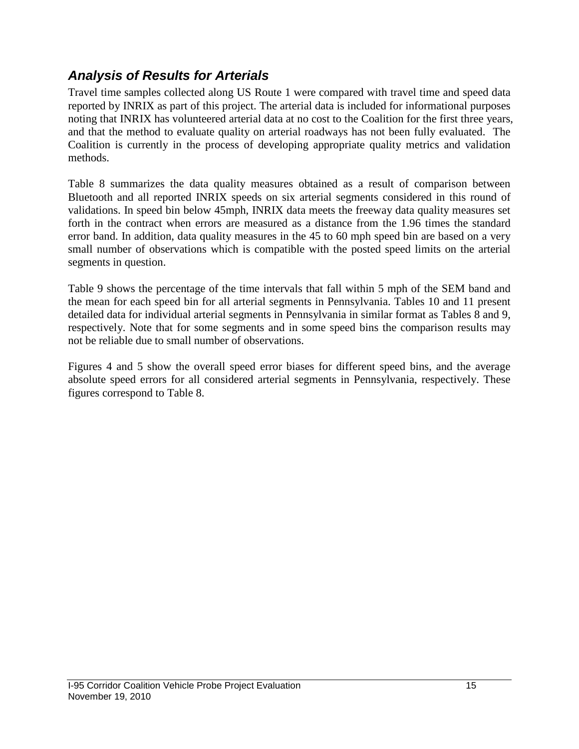## *Analysis of Results for Arterials*

Travel time samples collected along US Route 1 were compared with travel time and speed data reported by INRIX as part of this project. The arterial data is included for informational purposes noting that INRIX has volunteered arterial data at no cost to the Coalition for the first three years, and that the method to evaluate quality on arterial roadways has not been fully evaluated. The Coalition is currently in the process of developing appropriate quality metrics and validation methods.

Table 8 summarizes the data quality measures obtained as a result of comparison between Bluetooth and all reported INRIX speeds on six arterial segments considered in this round of validations. In speed bin below 45mph, INRIX data meets the freeway data quality measures set forth in the contract when errors are measured as a distance from the 1.96 times the standard error band. In addition, data quality measures in the 45 to 60 mph speed bin are based on a very small number of observations which is compatible with the posted speed limits on the arterial segments in question.

Table 9 shows the percentage of the time intervals that fall within 5 mph of the SEM band and the mean for each speed bin for all arterial segments in Pennsylvania. Tables 10 and 11 present detailed data for individual arterial segments in Pennsylvania in similar format as Tables 8 and 9, respectively. Note that for some segments and in some speed bins the comparison results may not be reliable due to small number of observations.

Figures 4 and 5 show the overall speed error biases for different speed bins, and the average absolute speed errors for all considered arterial segments in Pennsylvania, respectively. These figures correspond to Table 8.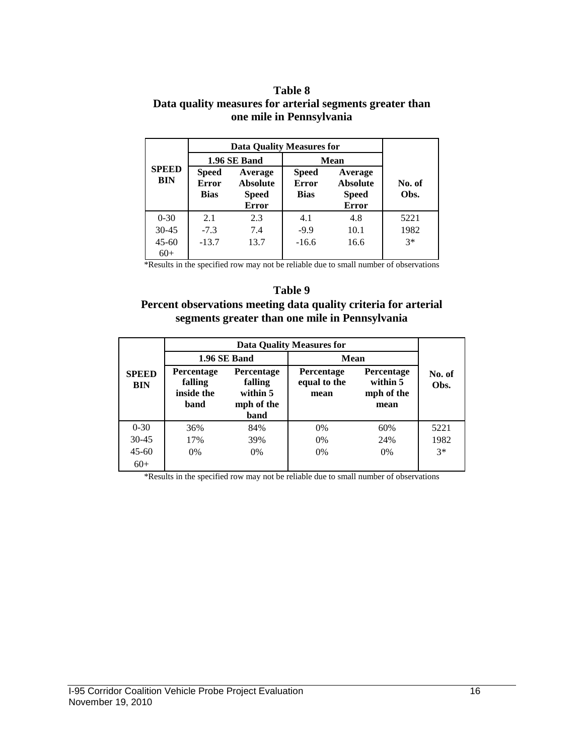**Table 8**
**Data quality measures for arterial segments greater than one mile in Pennsylvania**

| SPEED BIN | Data Quality Measures for | | | | No. of Obs. |
|---|---|---|---|---|---|
| | 1.96 SE Band | | Mean | | |
| | Speed Error Bias | Average Absolute Speed Error | Speed Error Bias | Average Absolute Speed Error | |
| 0-30 | 2.1 | 2.3 | 4.1 | 4.8 | 5221 |
| 30-45 | -7.3 | 7.4 | -9.9 | 10.1 | 1982 |
| 45-60 | -13.7 | 13.7 | -16.6 | 16.6 | 3* |
| 60+ | | | | | |

*Results in the specified row may not be reliable due to small number of observations

**Table 9**
**Percent observations meeting data quality criteria for arterial segments greater than one mile in Pennsylvania**

| SPEED BIN | Data Quality Measures for | | | | No. of Obs. |
|---|---|---|---|---|---|
| | 1.96 SE Band | | Mean | | |
| | Percentage falling inside the band | Percentage falling within 5 mph of the band | Percentage equal to the mean | Percentage within 5 mph of the mean | |
| 0-30 | 36% | 84% | 0% | 60% | 5221 |
| 30-45 | 17% | 39% | 0% | 24% | 1982 |
| 45-60 | 0% | 0% | 0% | 0% | 3* |
| 60+ | | | | | |

*Results in the specified row may not be reliable due to small number of observations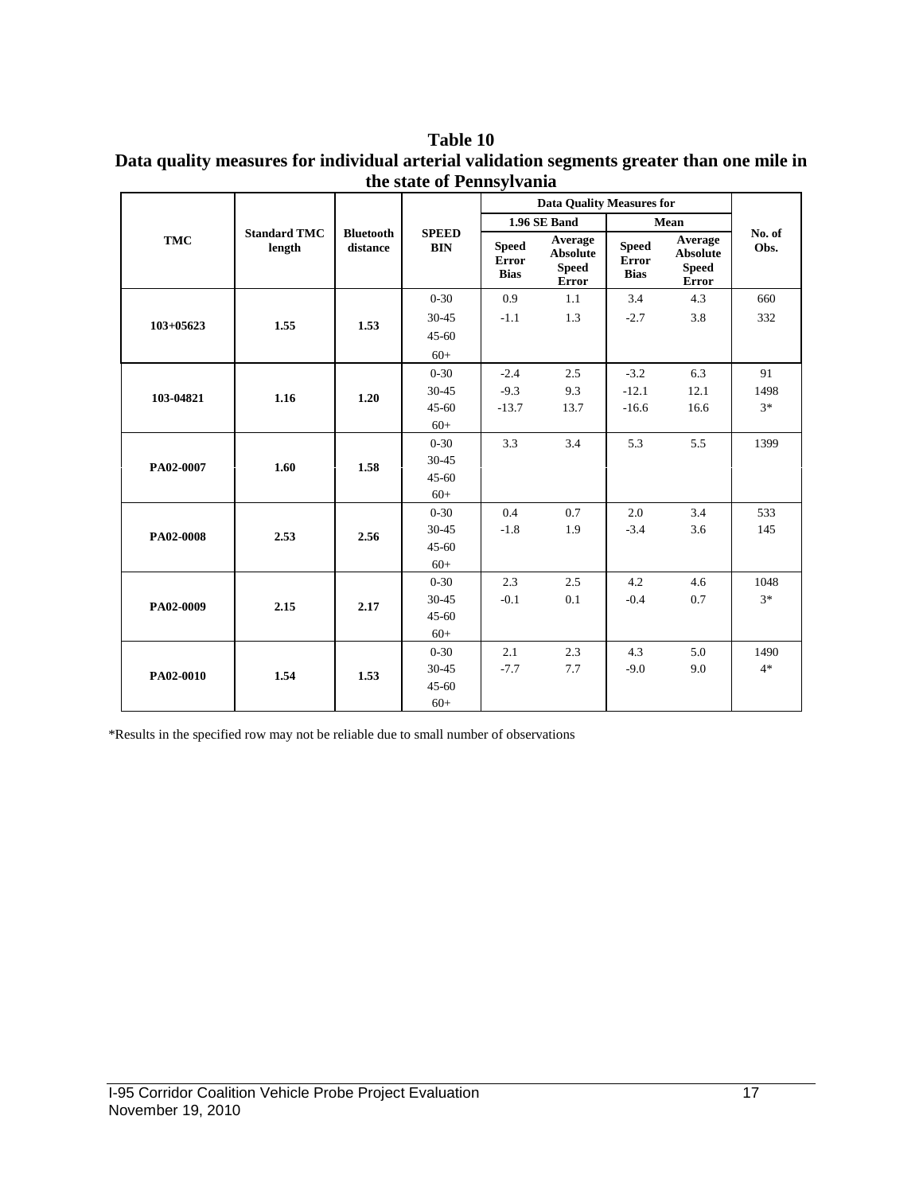**Table 10**
**Data quality measures for individual arterial validation segments greater than one mile in the state of Pennsylvania**

| TMC | Standard TMC length | Bluetooth distance | SPEED BIN | Data Quality Measures for | | | | No. of Obs. |
|---|---|---|---|---|---|---|---|---|
| | | | | 1.96 SE Band | | Mean | | |
| | | | | Speed Error Bias | Average Absolute Speed Error | Speed Error Bias | Average Absolute Speed Error | |
| 103+05623 | 1.55 | 1.53 | 0-30 | 0.9 | 1.1 | 3.4 | 4.3 | 660 |
| | | | 30-45 | -1.1 | 1.3 | -2.7 | 3.8 | 332 |
| | | | 45-60 | | | | | |
| | | | 60+ | | | | | |
| 103-04821 | 1.16 | 1.20 | 0-30 | -2.4 | 2.5 | -3.2 | 6.3 | 91 |
| | | | 30-45 | -9.3 | 9.3 | -12.1 | 12.1 | 1498 |
| | | | 45-60 | -13.7 | 13.7 | -16.6 | 16.6 | 3* |
| | | | 60+ | | | | | |
| PA02-0007 | 1.60 | 1.58 | 0-30 | 3.3 | 3.4 | 5.3 | 5.5 | 1399 |
| | | | 30-45 | | | | | |
| | | | 45-60 | | | | | |
| | | | 60+ | | | | | |
| PA02-0008 | 2.53 | 2.56 | 0-30 | 0.4 | 0.7 | 2.0 | 3.4 | 533 |
| | | | 30-45 | -1.8 | 1.9 | -3.4 | 3.6 | 145 |
| | | | 45-60 | | | | | |
| | | | 60+ | | | | | |
| PA02-0009 | 2.15 | 2.17 | 0-30 | 2.3 | 2.5 | 4.2 | 4.6 | 1048 |
| | | | 30-45 | -0.1 | 0.1 | -0.4 | 0.7 | 3* |
| | | | 45-60 | | | | | |
| | | | 60+ | | | | | |
| PA02-0010 | 1.54 | 1.53 | 0-30 | 2.1 | 2.3 | 4.3 | 5.0 | 1490 |
| | | | 30-45 | -7.7 | 7.7 | -9.0 | 9.0 | 4* |
| | | | 45-60 | | | | | |
| | | | 60+ | | | | | |

*Results in the specified row may not be reliable due to small number of observations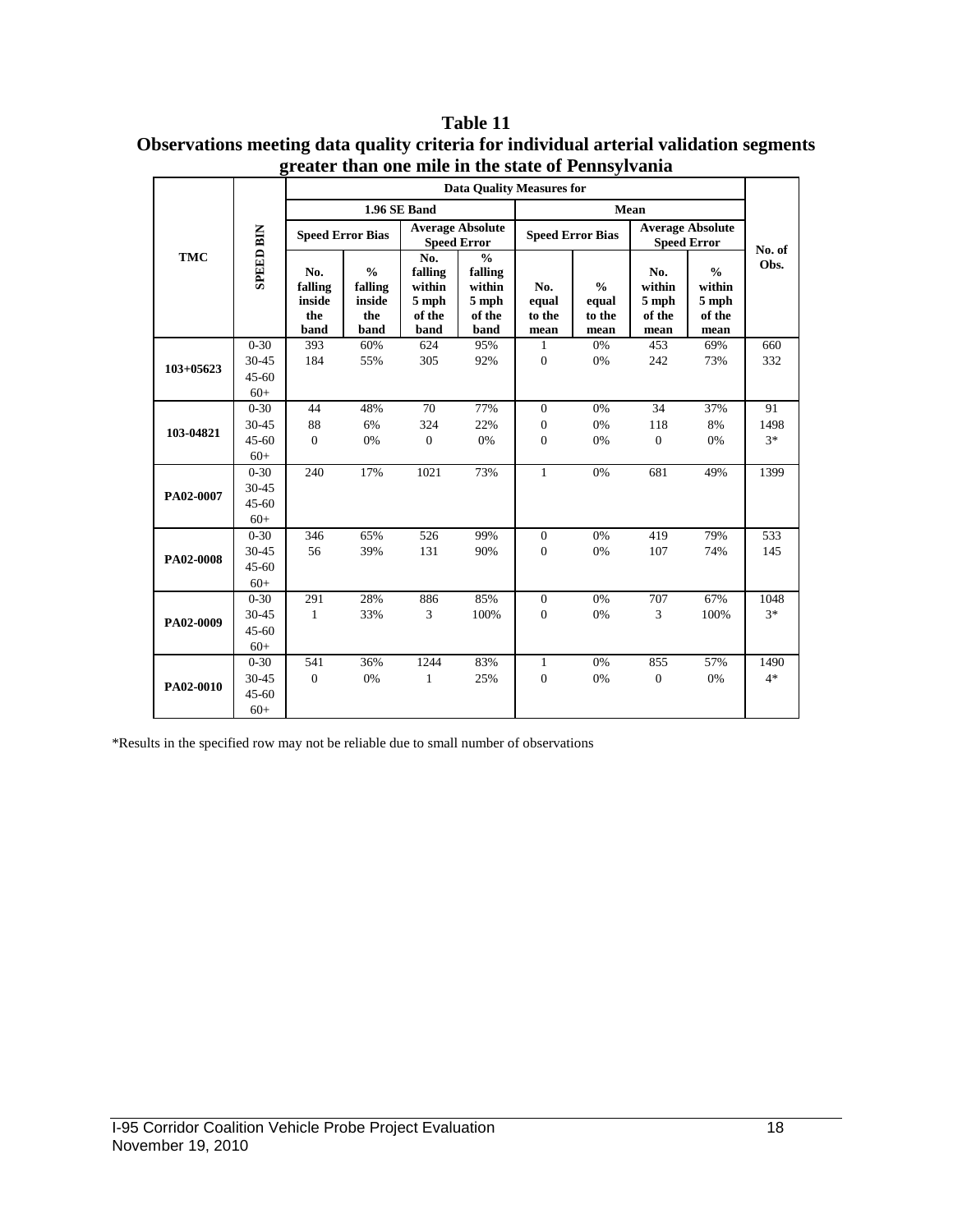**Table 11**
**Observations meeting data quality criteria for individual arterial validation segments greater than one mile in the state of Pennsylvania**

| TMC | SPEED BIN | Data Quality Measures for | | | | | | | | No. of Obs. |
|---|---|---|---|---|---|---|---|---|---|---|
| | | 1.96 SE Band | | | | Mean | | | | |
| | | Speed Error Bias | | Average Absolute Speed Error | | Speed Error Bias | | Average Absolute Speed Error | | |
| | | No. falling inside the band | % falling inside the band | No. falling within 5 mph of the band | % falling within 5 mph of the band | No. equal to the mean | % equal to the mean | No. within 5 mph of the mean | % within 5 mph of the mean | |
| 103+05623 | 0-30 | 393 | 60% | 624 | 95% | 1 | 0% | 453 | 69% | 660 |
| | 30-45 | 184 | 55% | 305 | 92% | 0 | 0% | 242 | 73% | 332 |
| | 45-60 | | | | | | | | | |
| | 60+ | | | | | | | | | |
| 103-04821 | 0-30 | 44 | 48% | 70 | 77% | 0 | 0% | 34 | 37% | 91 |
| | 30-45 | 88 | 6% | 324 | 22% | 0 | 0% | 118 | 8% | 1498 |
| | 45-60 | 0 | 0% | 0 | 0% | 0 | 0% | 0 | 0% | 3* |
| | 60+ | | | | | | | | | |
| PA02-0007 | 0-30 | 240 | 17% | 1021 | 73% | 1 | 0% | 681 | 49% | 1399 |
| | 30-45 | | | | | | | | | |
| | 45-60 | | | | | | | | | |
| | 60+ | | | | | | | | | |
| PA02-0008 | 0-30 | 346 | 65% | 526 | 99% | 0 | 0% | 419 | 79% | 533 |
| | 30-45 | 56 | 39% | 131 | 90% | 0 | 0% | 107 | 74% | 145 |
| | 45-60 | | | | | | | | | |
| | 60+ | | | | | | | | | |
| PA02-0009 | 0-30 | 291 | 28% | 886 | 85% | 0 | 0% | 707 | 67% | 1048 |
| | 30-45 | 1 | 33% | 3 | 100% | 0 | 0% | 3 | 100% | 3* |
| | 45-60 | | | | | | | | | |
| | 60+ | | | | | | | | | |
| PA02-0010 | 0-30 | 541 | 36% | 1244 | 83% | 1 | 0% | 855 | 57% | 1490 |
| | 30-45 | 0 | 0% | 1 | 25% | 0 | 0% | 0 | 0% | 4* |
| | 45-60 | | | | | | | | | |
| | 60+ | | | | | | | | | |

*Results in the specified row may not be reliable due to small number of observations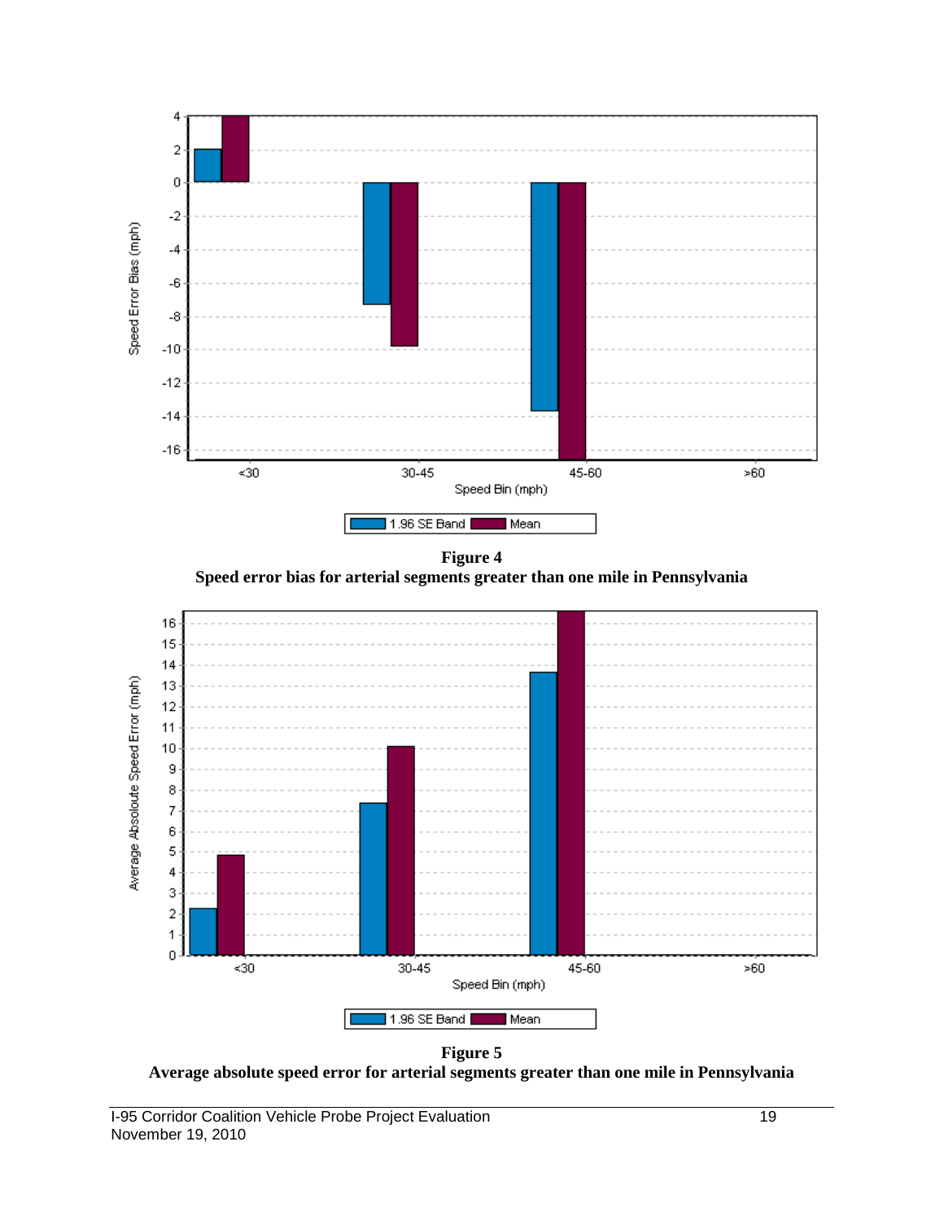4
2
0
-2
-4
-6
-8
-10
-12
-14
-16

Speed Error Bias (mph)

<30
30-45
45-60
>60

Speed Bin (mph)

1.96 SE Band
Mean

**Figure 4**
**Speed error bias for arterial segments greater than one mile in Pennsylvania**

16
15
14
13
12
11
10
9
8
7
6
5
4
3
2
1
0

Average Absoloute Speed Error (mph)

<30
30-45
45-60
>60

Speed Bin (mph)

1.96 SE Band
Mean

**Figure 5**
**Average absolute speed error for arterial segments greater than one mile in Pennsylvania**